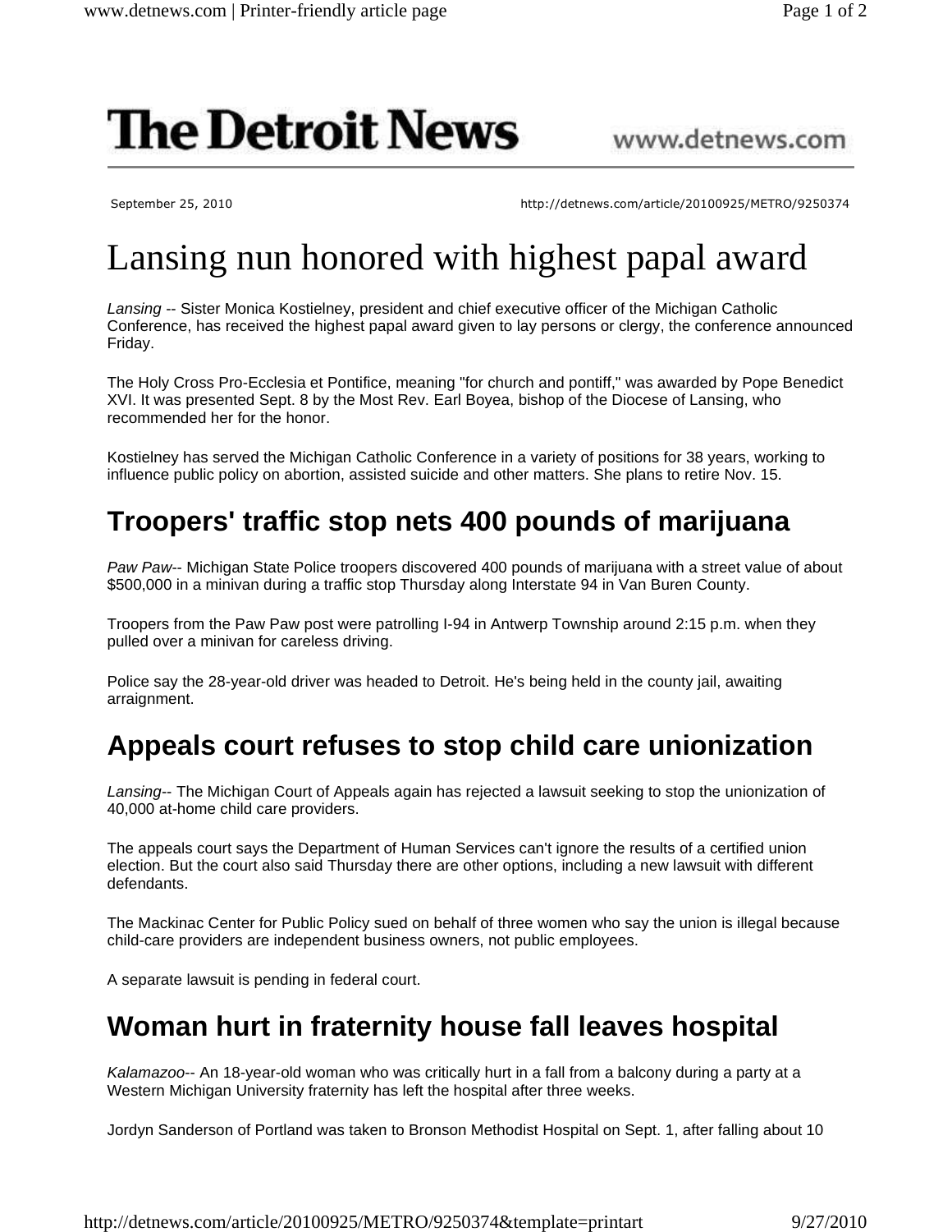# The Detroit News

www.detnews.com

September 25, 2010

http://detnews.com/article/20100925/METRO/9250374

# Lansing nun honored with highest papal award

*Lansing* -- Sister Monica Kostielney, president and chief executive officer of the Michigan Catholic Conference, has received the highest papal award given to lay persons or clergy, the conference announced Friday.

The Holy Cross Pro-Ecclesia et Pontifice, meaning "for church and pontiff," was awarded by Pope Benedict XVI. It was presented Sept. 8 by the Most Rev. Earl Boyea, bishop of the Diocese of Lansing, who recommended her for the honor.

Kostielney has served the Michigan Catholic Conference in a variety of positions for 38 years, working to influence public policy on abortion, assisted suicide and other matters. She plans to retire Nov. 15.

## Troopers' traffic stop nets 400 pounds of marijuana

*Paw Paw*-- Michigan State Police troopers discovered 400 pounds of marijuana with a street value of about $500,000 in a minivan during a traffic stop Thursday along Interstate 94 in Van Buren County.

Troopers from the Paw Paw post were patrolling I-94 in Antwerp Township around 2:15 p.m. when they pulled over a minivan for careless driving.

Police say the 28-year-old driver was headed to Detroit. He's being held in the county jail, awaiting arraignment.

## Appeals court refuses to stop child care unionization

*Lansing*-- The Michigan Court of Appeals again has rejected a lawsuit seeking to stop the unionization of 40,000 at-home child care providers.

The appeals court says the Department of Human Services can't ignore the results of a certified union election. But the court also said Thursday there are other options, including a new lawsuit with different defendants.

The Mackinac Center for Public Policy sued on behalf of three women who say the union is illegal because child-care providers are independent business owners, not public employees.

A separate lawsuit is pending in federal court.

## Woman hurt in fraternity house fall leaves hospital

*Kalamazoo*-- An 18-year-old woman who was critically hurt in a fall from a balcony during a party at a Western Michigan University fraternity has left the hospital after three weeks.

Jordyn Sanderson of Portland was taken to Bronson Methodist Hospital on Sept. 1, after falling about 10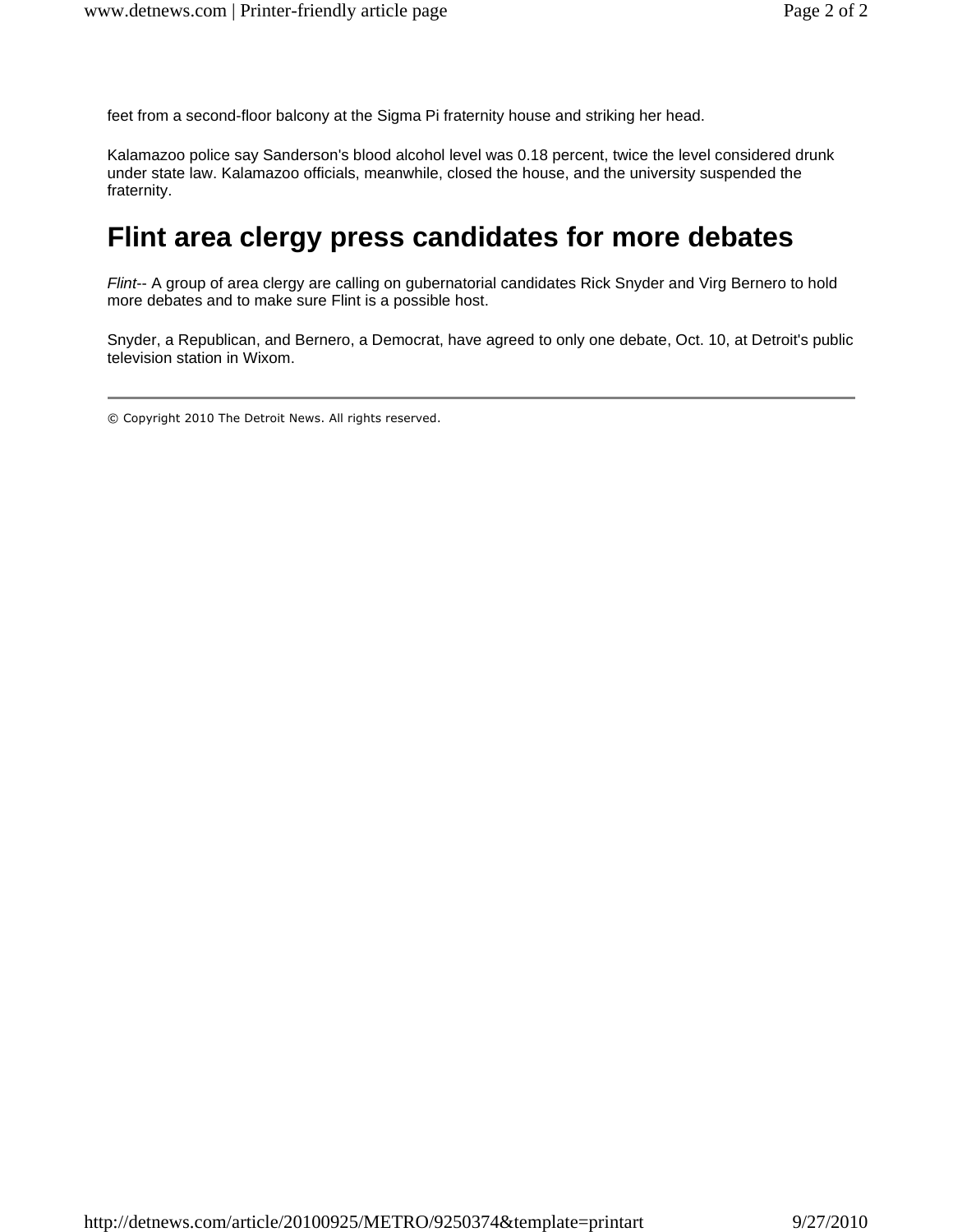feet from a second-floor balcony at the Sigma Pi fraternity house and striking her head.

Kalamazoo police say Sanderson's blood alcohol level was 0.18 percent, twice the level considered drunk under state law. Kalamazoo officials, meanwhile, closed the house, and the university suspended the fraternity.

## Flint area clergy press candidates for more debates

*Flint*-- A group of area clergy are calling on gubernatorial candidates Rick Snyder and Virg Bernero to hold more debates and to make sure Flint is a possible host.

Snyder, a Republican, and Bernero, a Democrat, have agreed to only one debate, Oct. 10, at Detroit's public television station in Wixom.

---

© Copyright 2010 The Detroit News. All rights reserved.